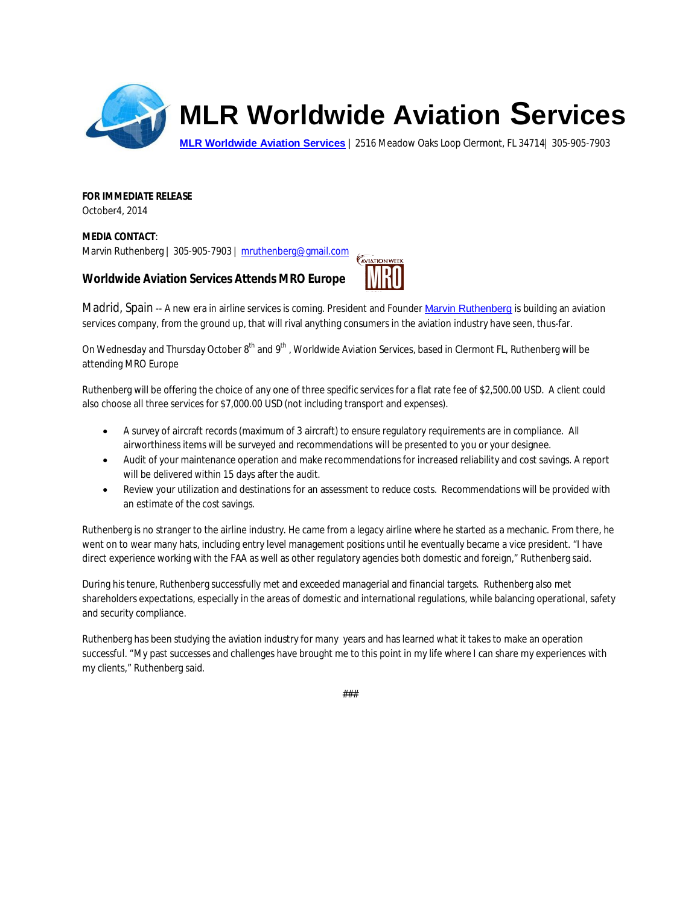# MLR Worldwide Aviation Services

**MLR Worldwide Aviation Services** | 2516 Meadow Oaks Loop Clermont, FL 34714| 305-905-7903

**FOR IMMEDIATE RELEASE**
October4, 2014

**MEDIA CONTACT**:
Marvin Ruthenberg | 305-905-7903 | mruthenberg@gmail.com

## Worldwide Aviation Services Attends MRO Europe

Madrid, Spain -- A new era in airline services is coming. President and Founder Marvin Ruthenberg is building an aviation services company, from the ground up, that will rival anything consumers in the aviation industry have seen, thus-far.

On Wednesday and Thursday October 8th and 9th , Worldwide Aviation Services, based in Clermont FL, Ruthenberg will be attending MRO Europe

Ruthenberg will be offering the choice of any one of three specific services for a flat rate fee of $2,500.00 USD. A client could also choose all three services for $7,000.00 USD (not including transport and expenses).

- A survey of aircraft records (maximum of 3 aircraft) to ensure regulatory requirements are in compliance. All airworthiness items will be surveyed and recommendations will be presented to you or your designee.
- Audit of your maintenance operation and make recommendations for increased reliability and cost savings. A report will be delivered within 15 days after the audit.
- Review your utilization and destinations for an assessment to reduce costs. Recommendations will be provided with an estimate of the cost savings.

Ruthenberg is no stranger to the airline industry. He came from a legacy airline where he started as a mechanic. From there, he went on to wear many hats, including entry level management positions until he eventually became a vice president. "I have direct experience working with the FAA as well as other regulatory agencies both domestic and foreign," Ruthenberg said.

During his tenure, Ruthenberg successfully met and exceeded managerial and financial targets. Ruthenberg also met shareholders expectations, especially in the areas of domestic and international regulations, while balancing operational, safety and security compliance.

Ruthenberg has been studying the aviation industry for many years and has learned what it takes to make an operation successful. "My past successes and challenges have brought me to this point in my life where I can share my experiences with my clients," Ruthenberg said.

###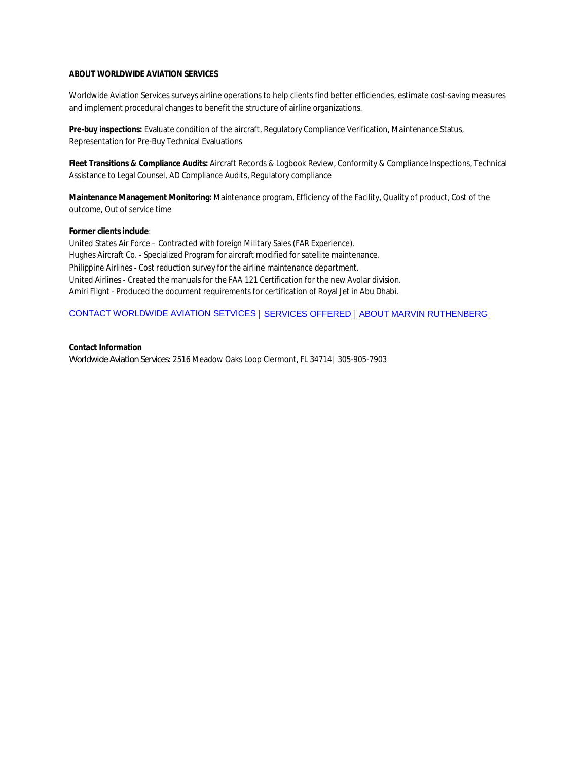**ABOUT WORLDWIDE AVIATION SERVICES**

Worldwide Aviation Services surveys airline operations to help clients find better efficiencies, estimate cost-saving measures and implement procedural changes to benefit the structure of airline organizations.

**Pre-buy inspections:** Evaluate condition of the aircraft, Regulatory Compliance Verification, Maintenance Status, Representation for Pre-Buy Technical Evaluations

**Fleet Transitions & Compliance Audits:** Aircraft Records & Logbook Review, Conformity & Compliance Inspections, Technical Assistance to Legal Counsel, AD Compliance Audits, Regulatory compliance

**Maintenance Management Monitoring:** Maintenance program, Efficiency of the Facility, Quality of product, Cost of the outcome, Out of service time

**Former clients include**:
United States Air Force – Contracted with foreign Military Sales (FAR Experience).
Hughes Aircraft Co. - Specialized Program for aircraft modified for satellite maintenance.
Philippine Airlines - Cost reduction survey for the airline maintenance department.
United Airlines - Created the manuals for the FAA 121 Certification for the new Avolar division.
Amiri Flight - Produced the document requirements for certification of Royal Jet in Abu Dhabi.

CONTACT WORLDWIDE AVIATION SETVICES | SERVICES OFFERED | ABOUT MARVIN RUTHENBERG

**Contact Information**
Worldwide Aviation Services: 2516 Meadow Oaks Loop Clermont, FL 34714| 305-905-7903